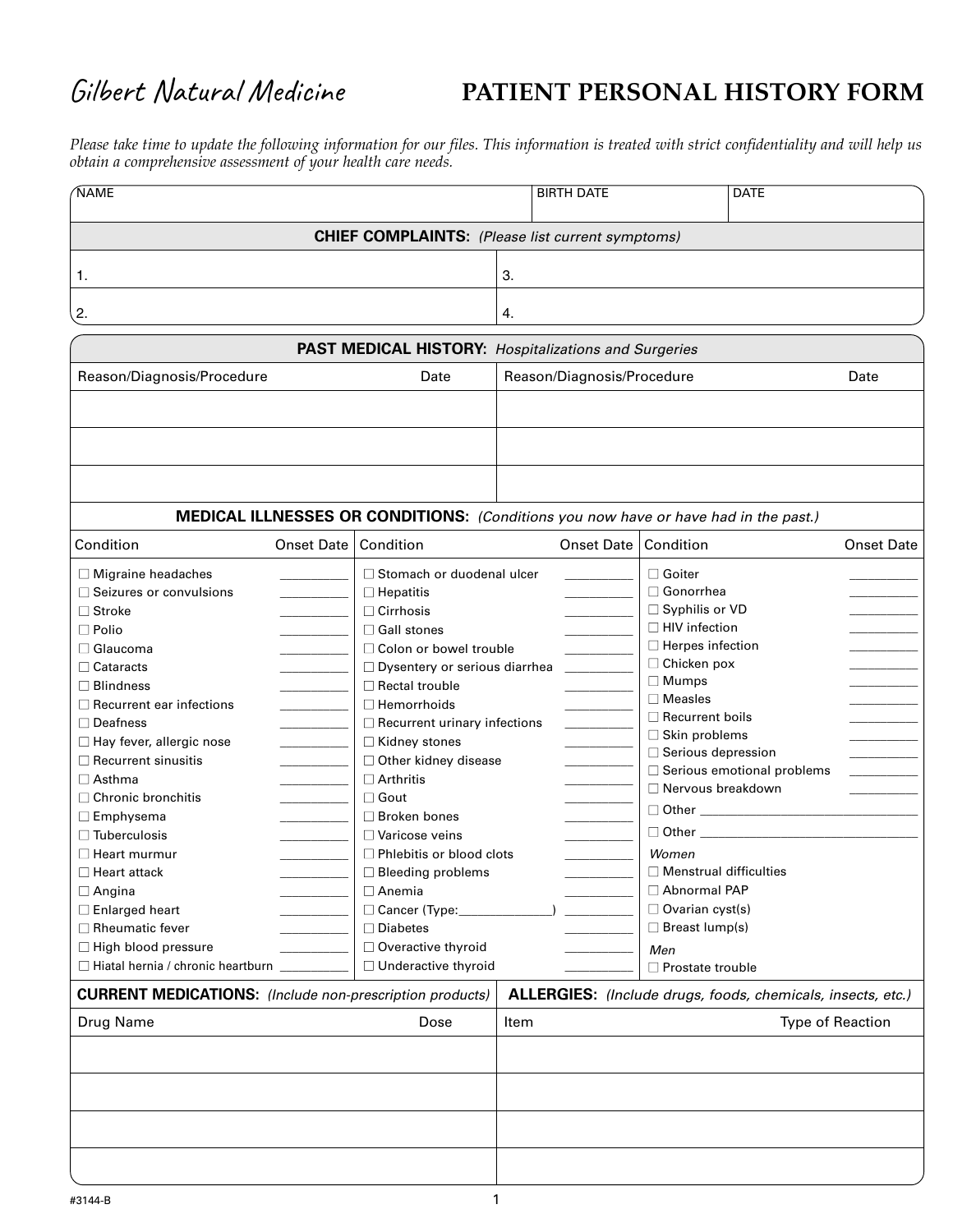Gilbert Natural Medicine

# PATIENT PERSONAL HISTORY FORM

*Please take time to update the following information for our files. This information is treated with strict confidentiality and will help us obtain a comprehensive assessment of your health care needs.*

| NAME | BIRTH DATE | DATE |
|---|---|---|
| | | |

**CHIEF COMPLAINTS:** *(Please list current symptoms)*

| | |
|---|---|
| 1. | 3. |
| 2. | 4. |

**PAST MEDICAL HISTORY:** *Hospitalizations and Surgeries*

| Reason/Diagnosis/Procedure | Date | Reason/Diagnosis/Procedure | Date |
|---|---|---|---|
| | | | |
| | | | |
| | | | |

**MEDICAL ILLNESSES OR CONDITIONS:** *(Conditions you now have or have had in the past.)*

| Condition | Onset Date | Condition | Onset Date | Condition | Onset Date |
|---|---|---|---|---|---|
| ☐ Migraine headaches | \_\_\_\_\_\_\_\_\_\_ | ☐ Stomach or duodenal ulcer | \_\_\_\_\_\_\_\_\_\_ | ☐ Goiter | \_\_\_\_\_\_\_\_\_\_ |
| ☐ Seizures or convulsions | \_\_\_\_\_\_\_\_\_\_ | ☐ Hepatitis | \_\_\_\_\_\_\_\_\_\_ | ☐ Gonorrhea | \_\_\_\_\_\_\_\_\_\_ |
| ☐ Stroke | \_\_\_\_\_\_\_\_\_\_ | ☐ Cirrhosis | \_\_\_\_\_\_\_\_\_\_ | ☐ Syphilis or VD | \_\_\_\_\_\_\_\_\_\_ |
| ☐ Polio | \_\_\_\_\_\_\_\_\_\_ | ☐ Gall stones | \_\_\_\_\_\_\_\_\_\_ | ☐ HIV infection | \_\_\_\_\_\_\_\_\_\_ |
| ☐ Glaucoma | \_\_\_\_\_\_\_\_\_\_ | ☐ Colon or bowel trouble | \_\_\_\_\_\_\_\_\_\_ | ☐ Herpes infection | \_\_\_\_\_\_\_\_\_\_ |
| ☐ Cataracts | \_\_\_\_\_\_\_\_\_\_ | ☐ Dysentery or serious diarrhea | \_\_\_\_\_\_\_\_\_\_ | ☐ Chicken pox | \_\_\_\_\_\_\_\_\_\_ |
| ☐ Blindness | \_\_\_\_\_\_\_\_\_\_ | ☐ Rectal trouble | \_\_\_\_\_\_\_\_\_\_ | ☐ Mumps | \_\_\_\_\_\_\_\_\_\_ |
| ☐ Recurrent ear infections | \_\_\_\_\_\_\_\_\_\_ | ☐ Hemorrhoids | \_\_\_\_\_\_\_\_\_\_ | ☐ Measles | \_\_\_\_\_\_\_\_\_\_ |
| ☐ Deafness | \_\_\_\_\_\_\_\_\_\_ | ☐ Recurrent urinary infections | \_\_\_\_\_\_\_\_\_\_ | ☐ Recurrent boils | \_\_\_\_\_\_\_\_\_\_ |
| ☐ Hay fever, allergic nose | \_\_\_\_\_\_\_\_\_\_ | ☐ Kidney stones | \_\_\_\_\_\_\_\_\_\_ | ☐ Skin problems | \_\_\_\_\_\_\_\_\_\_ |
| ☐ Recurrent sinusitis | \_\_\_\_\_\_\_\_\_\_ | ☐ Other kidney disease | \_\_\_\_\_\_\_\_\_\_ | ☐ Serious depression | \_\_\_\_\_\_\_\_\_\_ |
| ☐ Asthma | \_\_\_\_\_\_\_\_\_\_ | ☐ Arthritis | \_\_\_\_\_\_\_\_\_\_ | ☐ Serious emotional problems | \_\_\_\_\_\_\_\_\_\_ |
| ☐ Chronic bronchitis | \_\_\_\_\_\_\_\_\_\_ | ☐ Gout | \_\_\_\_\_\_\_\_\_\_ | ☐ Nervous breakdown | \_\_\_\_\_\_\_\_\_\_ |
| ☐ Emphysema | \_\_\_\_\_\_\_\_\_\_ | ☐ Broken bones | \_\_\_\_\_\_\_\_\_\_ | ☐ Other \_\_\_\_\_\_\_\_\_\_\_\_\_\_\_\_\_\_\_\_ | |
| ☐ Tuberculosis | \_\_\_\_\_\_\_\_\_\_ | ☐ Varicose veins | \_\_\_\_\_\_\_\_\_\_ | ☐ Other \_\_\_\_\_\_\_\_\_\_\_\_\_\_\_\_\_\_\_\_ | |
| ☐ Heart murmur | \_\_\_\_\_\_\_\_\_\_ | ☐ Phlebitis or blood clots | \_\_\_\_\_\_\_\_\_\_ | *Women* | |
| ☐ Heart attack | \_\_\_\_\_\_\_\_\_\_ | ☐ Bleeding problems | \_\_\_\_\_\_\_\_\_\_ | ☐ Menstrual difficulties | |
| ☐ Angina | \_\_\_\_\_\_\_\_\_\_ | ☐ Anemia | \_\_\_\_\_\_\_\_\_\_ | ☐ Abnormal PAP | |
| ☐ Enlarged heart | \_\_\_\_\_\_\_\_\_\_ | ☐ Cancer (Type:\_\_\_\_\_\_\_\_\_\_\_\_\_\_) | \_\_\_\_\_\_\_\_\_\_ | ☐ Ovarian cyst(s) | |
| ☐ Rheumatic fever | \_\_\_\_\_\_\_\_\_\_ | ☐ Diabetes | \_\_\_\_\_\_\_\_\_\_ | ☐ Breast lump(s) | |
| ☐ High blood pressure | \_\_\_\_\_\_\_\_\_\_ | ☐ Overactive thyroid | \_\_\_\_\_\_\_\_\_\_ | *Men* | |
| ☐ Hiatal hernia / chronic heartburn | \_\_\_\_\_\_\_\_\_\_ | ☐ Underactive thyroid | \_\_\_\_\_\_\_\_\_\_ | ☐ Prostate trouble | |

| **CURRENT MEDICATIONS:** *(Include non-prescription products)* | | **ALLERGIES:** *(Include drugs, foods, chemicals, insects, etc.)* | |
|---|---|---|---|
| Drug Name | Dose | Item | Type of Reaction |
| | | | |
| | | | |
| | | | |
| | | | |

#3144-B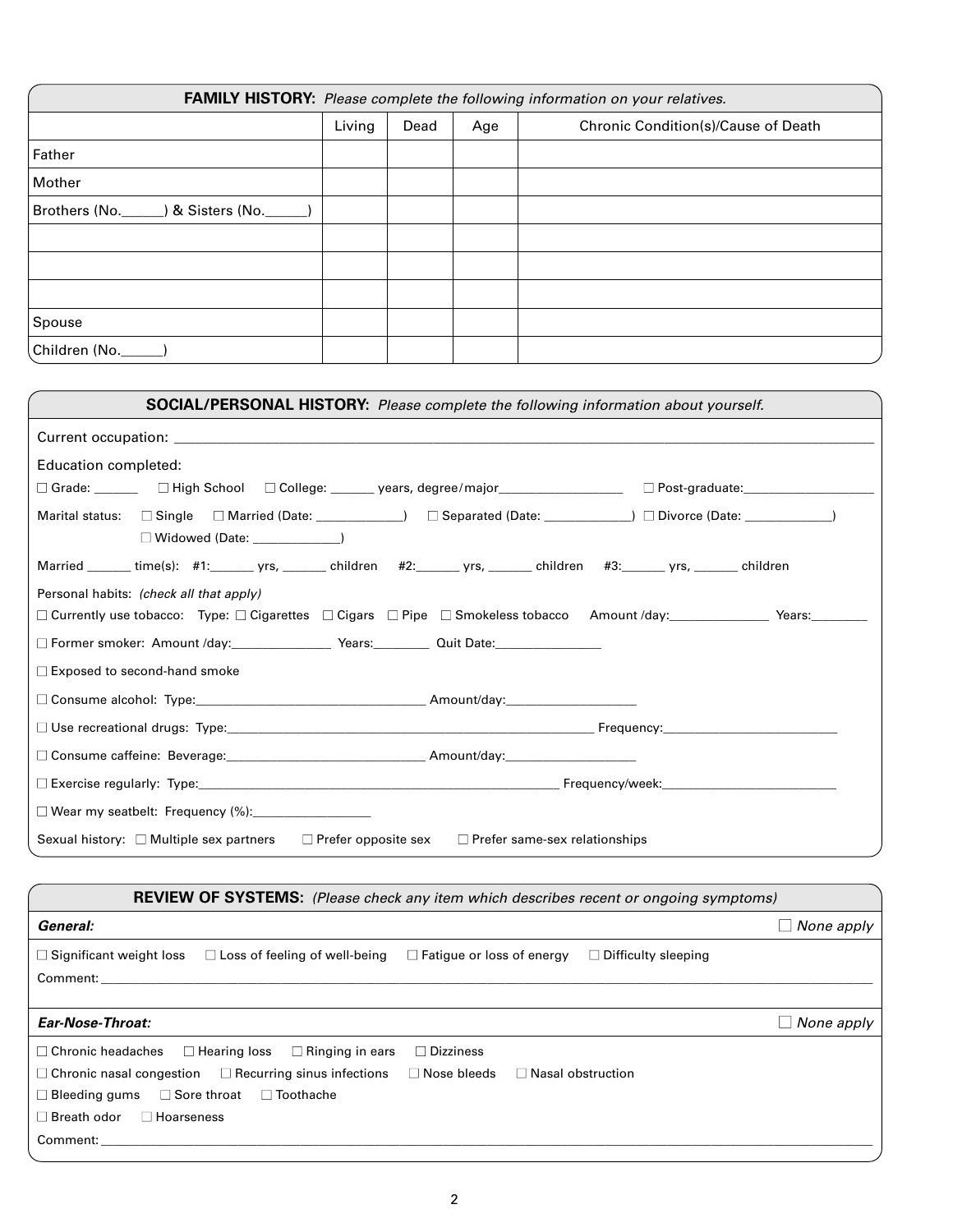**FAMILY HISTORY:** *Please complete the following information on your relatives.*

| | Living | Dead | Age | Chronic Condition(s)/Cause of Death |
|---|---|---|---|---|
| Father | | | | |
| Mother | | | | |
| Brothers (No.______) & Sisters (No.______) | | | | |
| | | | | |
| | | | | |
| | | | | |
| Spouse | | | | |
| Children (No.______) | | | | |

**SOCIAL/PERSONAL HISTORY:** *Please complete the following information about yourself.*

Current occupation: ____________________________________________

Education completed:

☐ Grade: ______ ☐ High School ☐ College: ______ years, degree/major_________________ ☐ Post-graduate:__________________

Marital status: ☐ Single ☐ Married (Date: ____________) ☐ Separated (Date: ____________) ☐ Divorce (Date: ____________)
☐ Widowed (Date: ____________)

Married ______ time(s): #1:______ yrs, ______ children #2:______ yrs, ______ children #3:______ yrs, ______ children

Personal habits: *(check all that apply)*

☐ Currently use tobacco: Type: ☐ Cigarettes ☐ Cigars ☐ Pipe ☐ Smokeless tobacco Amount /day:______________ Years:________

☐ Former smoker: Amount /day:______________ Years:________ Quit Date:_______________

☐ Exposed to second-hand smoke

☐ Consume alcohol: Type:________________________________ Amount/day:__________________

☐ Use recreational drugs: Type:____________________________________________________ Frequency:________________________

☐ Consume caffeine: Beverage:____________________________ Amount/day:__________________

☐ Exercise regularly: Type:__________________________________________________ Frequency/week:________________________

☐ Wear my seatbelt: Frequency (%):________________

Sexual history: ☐ Multiple sex partners ☐ Prefer opposite sex ☐ Prefer same-sex relationships

**REVIEW OF SYSTEMS:** *(Please check any item which describes recent or ongoing symptoms)*

***General:*** ☐ *None apply*

☐ Significant weight loss ☐ Loss of feeling of well-being ☐ Fatigue or loss of energy ☐ Difficulty sleeping

Comment: ____________________________________________

***Ear-Nose-Throat:*** ☐ *None apply*

☐ Chronic headaches ☐ Hearing loss ☐ Ringing in ears ☐ Dizziness

☐ Chronic nasal congestion ☐ Recurring sinus infections ☐ Nose bleeds ☐ Nasal obstruction

☐ Bleeding gums ☐ Sore throat ☐ Toothache

☐ Breath odor ☐ Hoarseness

Comment: ____________________________________________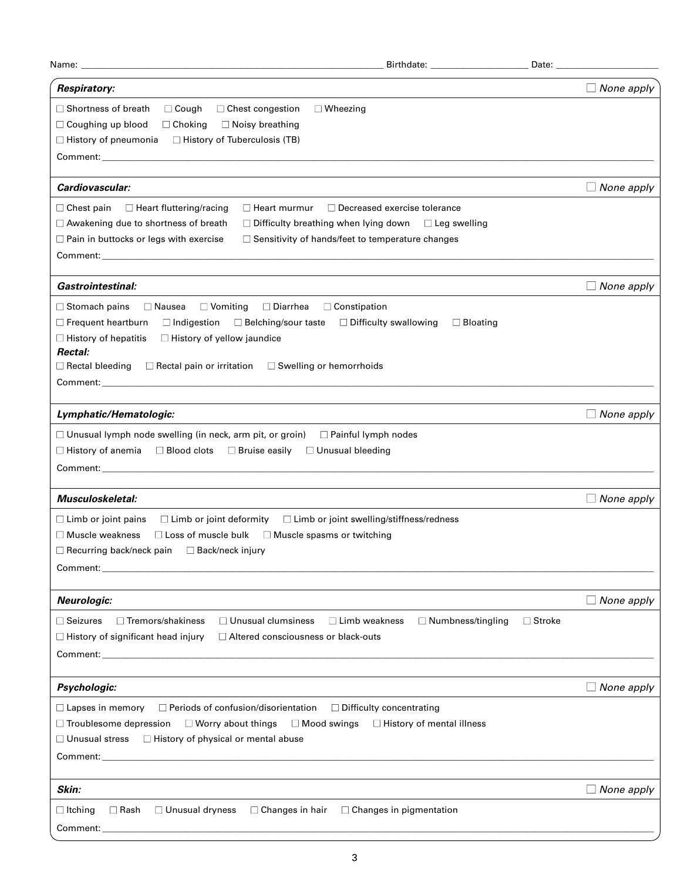Name: ______________________________ Birthdate: ______________ Date: ______________

**_Respiratory:_** ☐ *None apply*

☐ Shortness of breath ☐ Cough ☐ Chest congestion ☐ Wheezing
☐ Coughing up blood ☐ Choking ☐ Noisy breathing
☐ History of pneumonia ☐ History of Tuberculosis (TB)

Comment: ______________________________

**_Cardiovascular:_** ☐ *None apply*

☐ Chest pain ☐ Heart fluttering/racing ☐ Heart murmur ☐ Decreased exercise tolerance
☐ Awakening due to shortness of breath ☐ Difficulty breathing when lying down ☐ Leg swelling
☐ Pain in buttocks or legs with exercise ☐ Sensitivity of hands/feet to temperature changes

Comment: ______________________________

**_Gastrointestinal:_** ☐ *None apply*

☐ Stomach pains ☐ Nausea ☐ Vomiting ☐ Diarrhea ☐ Constipation
☐ Frequent heartburn ☐ Indigestion ☐ Belching/sour taste ☐ Difficulty swallowing ☐ Bloating
☐ History of hepatitis ☐ History of yellow jaundice

**_Rectal:_**
☐ Rectal bleeding ☐ Rectal pain or irritation ☐ Swelling or hemorrhoids

Comment: ______________________________

**_Lymphatic/Hematologic:_** ☐ *None apply*

☐ Unusual lymph node swelling (in neck, arm pit, or groin) ☐ Painful lymph nodes
☐ History of anemia ☐ Blood clots ☐ Bruise easily ☐ Unusual bleeding

Comment: ______________________________

**_Musculoskeletal:_** ☐ *None apply*

☐ Limb or joint pains ☐ Limb or joint deformity ☐ Limb or joint swelling/stiffness/redness
☐ Muscle weakness ☐ Loss of muscle bulk ☐ Muscle spasms or twitching
☐ Recurring back/neck pain ☐ Back/neck injury

Comment: ______________________________

**_Neurologic:_** ☐ *None apply*

☐ Seizures ☐ Tremors/shakiness ☐ Unusual clumsiness ☐ Limb weakness ☐ Numbness/tingling ☐ Stroke
☐ History of significant head injury ☐ Altered consciousness or black-outs

Comment: ______________________________

**_Psychologic:_** ☐ *None apply*

☐ Lapses in memory ☐ Periods of confusion/disorientation ☐ Difficulty concentrating
☐ Troublesome depression ☐ Worry about things ☐ Mood swings ☐ History of mental illness
☐ Unusual stress ☐ History of physical or mental abuse

Comment: ______________________________

**_Skin:_** ☐ *None apply*

☐ Itching ☐ Rash ☐ Unusual dryness ☐ Changes in hair ☐ Changes in pigmentation

Comment: ______________________________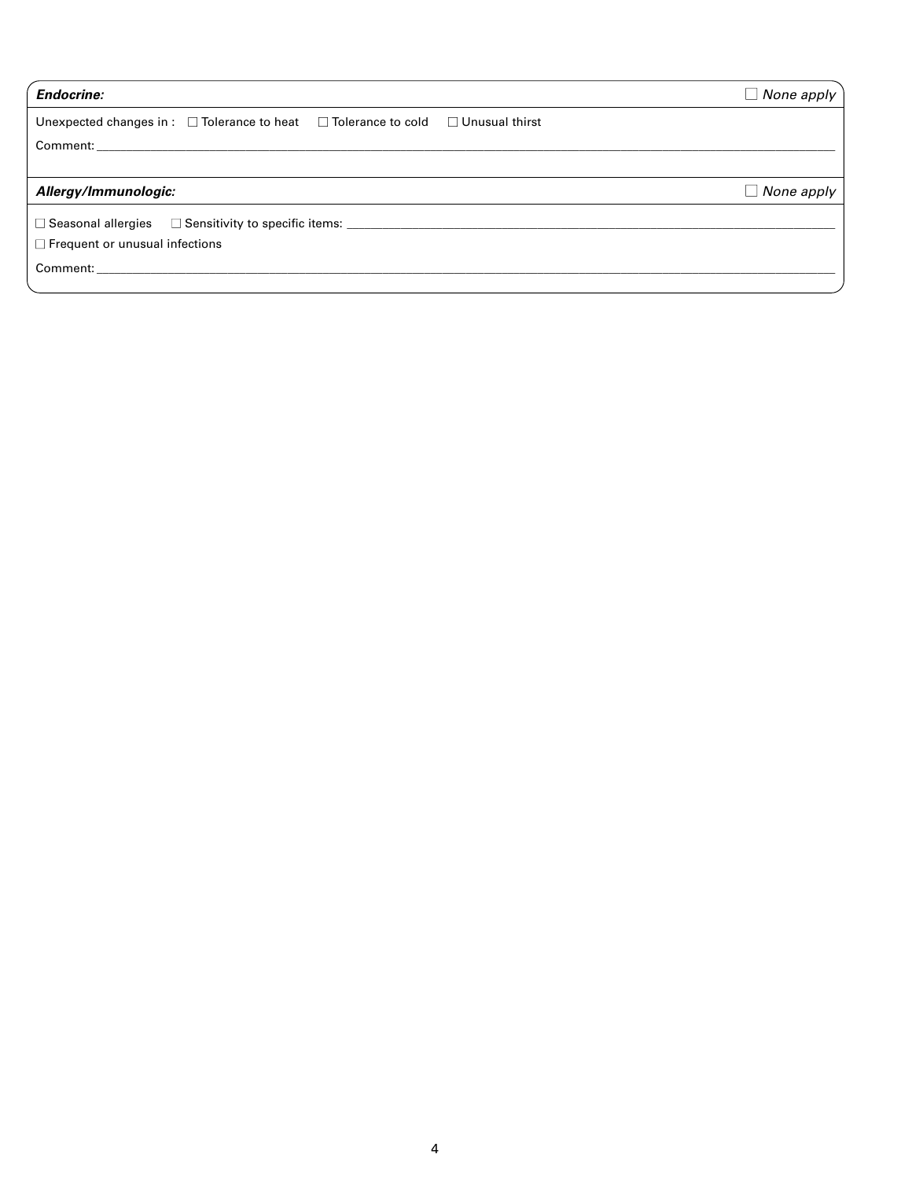***Endocrine:*** ☐ *None apply*

Unexpected changes in : ☐ Tolerance to heat ☐ Tolerance to cold ☐ Unusual thirst

Comment: ___________________________________________________________________________

***Allergy/Immunologic:*** ☐ *None apply*

☐ Seasonal allergies ☐ Sensitivity to specific items: ________________________________________________

☐ Frequent or unusual infections

Comment: ___________________________________________________________________________